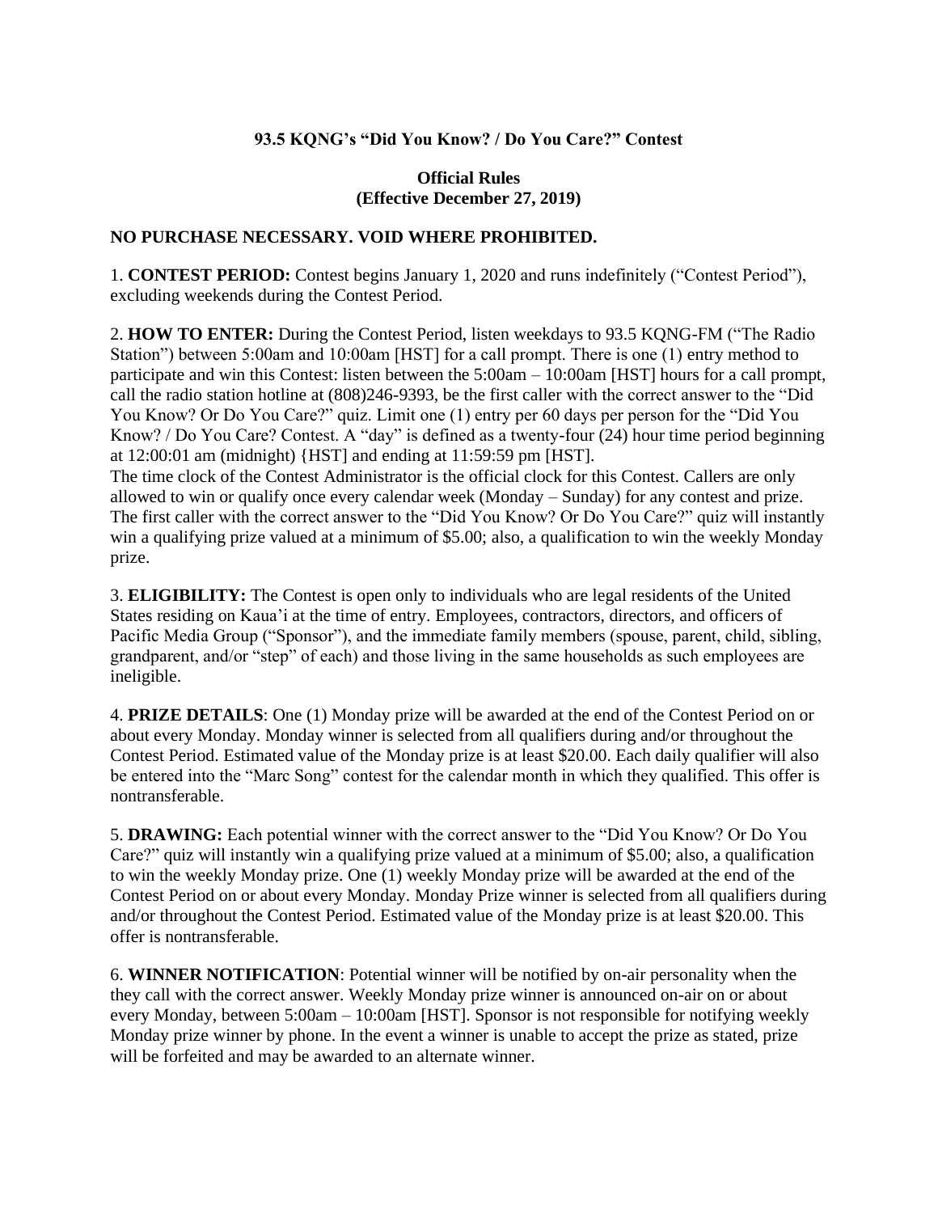**93.5 KQNG's "Did You Know? / Do You Care?" Contest**

**Official Rules**
**(Effective December 27, 2019)**

**NO PURCHASE NECESSARY. VOID WHERE PROHIBITED.**

1. **CONTEST PERIOD:** Contest begins January 1, 2020 and runs indefinitely ("Contest Period"), excluding weekends during the Contest Period.

2. **HOW TO ENTER:** During the Contest Period, listen weekdays to 93.5 KQNG-FM ("The Radio Station") between 5:00am and 10:00am [HST] for a call prompt. There is one (1) entry method to participate and win this Contest: listen between the 5:00am – 10:00am [HST] hours for a call prompt, call the radio station hotline at (808)246-9393, be the first caller with the correct answer to the "Did You Know? Or Do You Care?" quiz. Limit one (1) entry per 60 days per person for the "Did You Know? / Do You Care? Contest. A "day" is defined as a twenty-four (24) hour time period beginning at 12:00:01 am (midnight) {HST] and ending at 11:59:59 pm [HST].
The time clock of the Contest Administrator is the official clock for this Contest. Callers are only allowed to win or qualify once every calendar week (Monday – Sunday) for any contest and prize. The first caller with the correct answer to the "Did You Know? Or Do You Care?" quiz will instantly win a qualifying prize valued at a minimum of $5.00; also, a qualification to win the weekly Monday prize.

3. **ELIGIBILITY:** The Contest is open only to individuals who are legal residents of the United States residing on Kaua'i at the time of entry. Employees, contractors, directors, and officers of Pacific Media Group ("Sponsor"), and the immediate family members (spouse, parent, child, sibling, grandparent, and/or "step" of each) and those living in the same households as such employees are ineligible.

4. **PRIZE DETAILS**: One (1) Monday prize will be awarded at the end of the Contest Period on or about every Monday. Monday winner is selected from all qualifiers during and/or throughout the Contest Period. Estimated value of the Monday prize is at least $20.00. Each daily qualifier will also be entered into the "Marc Song" contest for the calendar month in which they qualified. This offer is nontransferable.

5. **DRAWING:** Each potential winner with the correct answer to the "Did You Know? Or Do You Care?" quiz will instantly win a qualifying prize valued at a minimum of $5.00; also, a qualification to win the weekly Monday prize. One (1) weekly Monday prize will be awarded at the end of the Contest Period on or about every Monday. Monday Prize winner is selected from all qualifiers during and/or throughout the Contest Period. Estimated value of the Monday prize is at least $20.00. This offer is nontransferable.

6. **WINNER NOTIFICATION**: Potential winner will be notified by on-air personality when the they call with the correct answer. Weekly Monday prize winner is announced on-air on or about every Monday, between 5:00am – 10:00am [HST]. Sponsor is not responsible for notifying weekly Monday prize winner by phone. In the event a winner is unable to accept the prize as stated, prize will be forfeited and may be awarded to an alternate winner.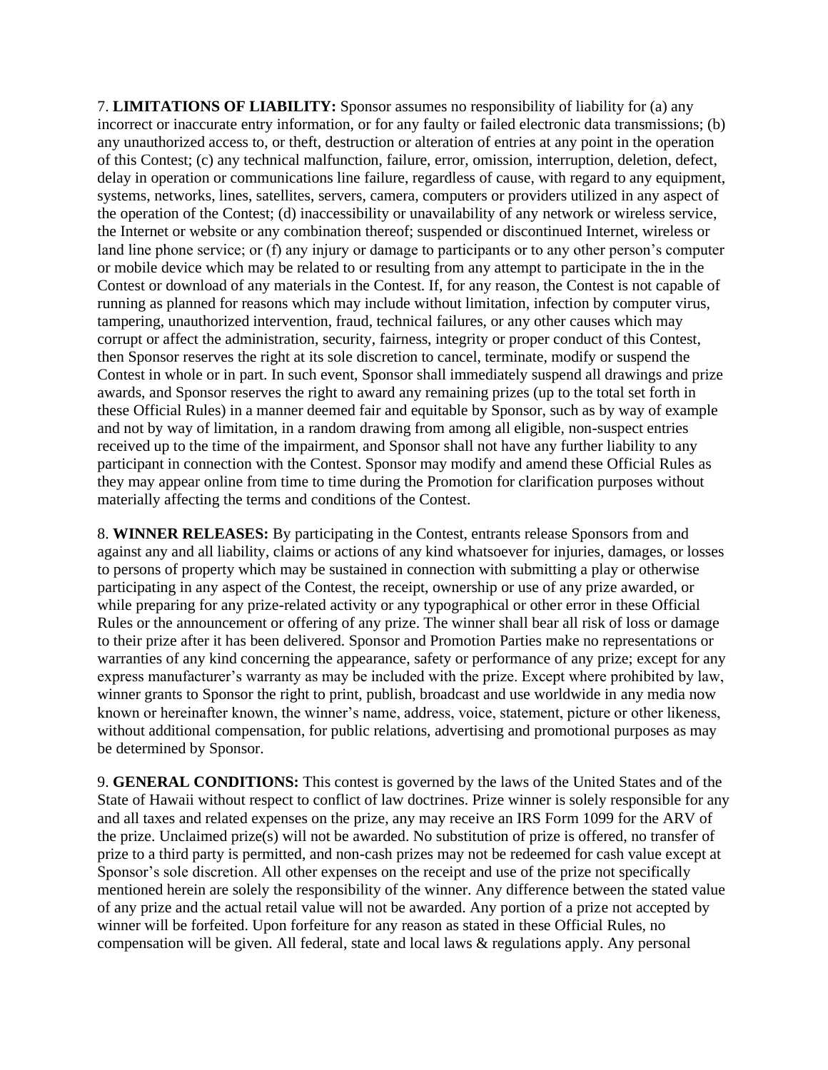7. **LIMITATIONS OF LIABILITY:** Sponsor assumes no responsibility of liability for (a) any incorrect or inaccurate entry information, or for any faulty or failed electronic data transmissions; (b) any unauthorized access to, or theft, destruction or alteration of entries at any point in the operation of this Contest; (c) any technical malfunction, failure, error, omission, interruption, deletion, defect, delay in operation or communications line failure, regardless of cause, with regard to any equipment, systems, networks, lines, satellites, servers, camera, computers or providers utilized in any aspect of the operation of the Contest; (d) inaccessibility or unavailability of any network or wireless service, the Internet or website or any combination thereof; suspended or discontinued Internet, wireless or land line phone service; or (f) any injury or damage to participants or to any other person's computer or mobile device which may be related to or resulting from any attempt to participate in the in the Contest or download of any materials in the Contest. If, for any reason, the Contest is not capable of running as planned for reasons which may include without limitation, infection by computer virus, tampering, unauthorized intervention, fraud, technical failures, or any other causes which may corrupt or affect the administration, security, fairness, integrity or proper conduct of this Contest, then Sponsor reserves the right at its sole discretion to cancel, terminate, modify or suspend the Contest in whole or in part. In such event, Sponsor shall immediately suspend all drawings and prize awards, and Sponsor reserves the right to award any remaining prizes (up to the total set forth in these Official Rules) in a manner deemed fair and equitable by Sponsor, such as by way of example and not by way of limitation, in a random drawing from among all eligible, non-suspect entries received up to the time of the impairment, and Sponsor shall not have any further liability to any participant in connection with the Contest. Sponsor may modify and amend these Official Rules as they may appear online from time to time during the Promotion for clarification purposes without materially affecting the terms and conditions of the Contest.

8. **WINNER RELEASES:** By participating in the Contest, entrants release Sponsors from and against any and all liability, claims or actions of any kind whatsoever for injuries, damages, or losses to persons of property which may be sustained in connection with submitting a play or otherwise participating in any aspect of the Contest, the receipt, ownership or use of any prize awarded, or while preparing for any prize-related activity or any typographical or other error in these Official Rules or the announcement or offering of any prize. The winner shall bear all risk of loss or damage to their prize after it has been delivered. Sponsor and Promotion Parties make no representations or warranties of any kind concerning the appearance, safety or performance of any prize; except for any express manufacturer's warranty as may be included with the prize. Except where prohibited by law, winner grants to Sponsor the right to print, publish, broadcast and use worldwide in any media now known or hereinafter known, the winner's name, address, voice, statement, picture or other likeness, without additional compensation, for public relations, advertising and promotional purposes as may be determined by Sponsor.

9. **GENERAL CONDITIONS:** This contest is governed by the laws of the United States and of the State of Hawaii without respect to conflict of law doctrines. Prize winner is solely responsible for any and all taxes and related expenses on the prize, any may receive an IRS Form 1099 for the ARV of the prize. Unclaimed prize(s) will not be awarded. No substitution of prize is offered, no transfer of prize to a third party is permitted, and non-cash prizes may not be redeemed for cash value except at Sponsor's sole discretion. All other expenses on the receipt and use of the prize not specifically mentioned herein are solely the responsibility of the winner. Any difference between the stated value of any prize and the actual retail value will not be awarded. Any portion of a prize not accepted by winner will be forfeited. Upon forfeiture for any reason as stated in these Official Rules, no compensation will be given. All federal, state and local laws & regulations apply. Any personal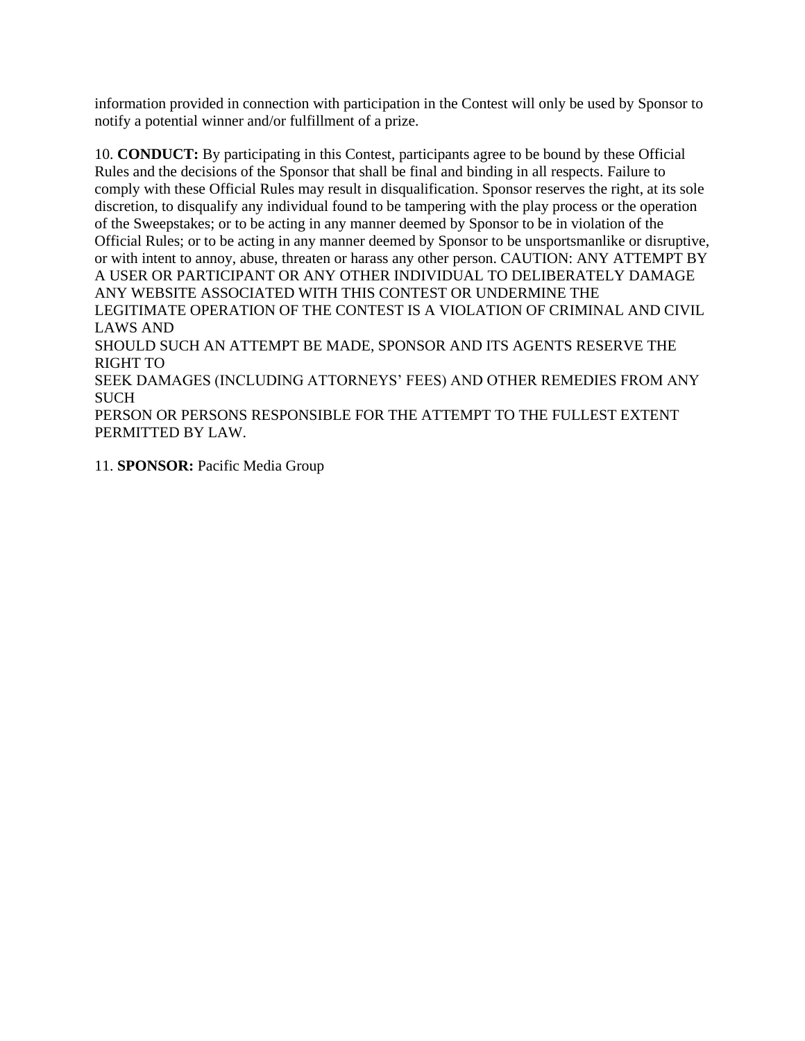information provided in connection with participation in the Contest will only be used by Sponsor to notify a potential winner and/or fulfillment of a prize.

10. **CONDUCT:** By participating in this Contest, participants agree to be bound by these Official Rules and the decisions of the Sponsor that shall be final and binding in all respects. Failure to comply with these Official Rules may result in disqualification. Sponsor reserves the right, at its sole discretion, to disqualify any individual found to be tampering with the play process or the operation of the Sweepstakes; or to be acting in any manner deemed by Sponsor to be in violation of the Official Rules; or to be acting in any manner deemed by Sponsor to be unsportsmanlike or disruptive, or with intent to annoy, abuse, threaten or harass any other person. CAUTION: ANY ATTEMPT BY A USER OR PARTICIPANT OR ANY OTHER INDIVIDUAL TO DELIBERATELY DAMAGE ANY WEBSITE ASSOCIATED WITH THIS CONTEST OR UNDERMINE THE LEGITIMATE OPERATION OF THE CONTEST IS A VIOLATION OF CRIMINAL AND CIVIL LAWS AND SHOULD SUCH AN ATTEMPT BE MADE, SPONSOR AND ITS AGENTS RESERVE THE RIGHT TO SEEK DAMAGES (INCLUDING ATTORNEYS' FEES) AND OTHER REMEDIES FROM ANY SUCH PERSON OR PERSONS RESPONSIBLE FOR THE ATTEMPT TO THE FULLEST EXTENT PERMITTED BY LAW.

11. **SPONSOR:** Pacific Media Group